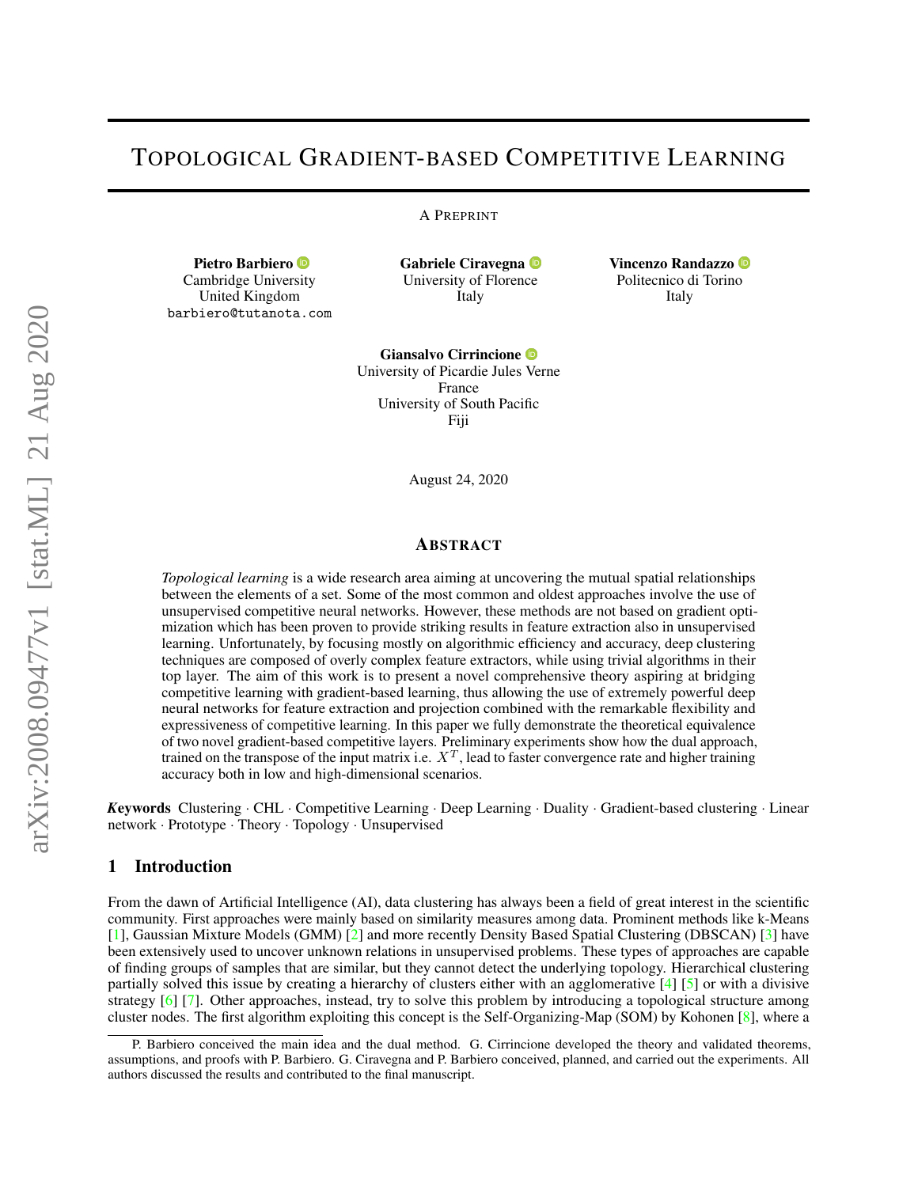# TOPOLOGICAL GRADIENT-BASED COMPETITIVE LEARNING

A PREPRINT

**Pietro Barbiero**
Cambridge University
United Kingdom
barbiero@tutanota.com

**Gabriele Ciravegna**
University of Florence
Italy

**Vincenzo Randazzo**
Politecnico di Torino
Italy

**Giansalvo Cirrincione**
University of Picardie Jules Verne
France
University of South Pacific
Fiji

August 24, 2020

## ABSTRACT

*Topological learning* is a wide research area aiming at uncovering the mutual spatial relationships between the elements of a set. Some of the most common and oldest approaches involve the use of unsupervised competitive neural networks. However, these methods are not based on gradient optimization which has been proven to provide striking results in feature extraction also in unsupervised learning. Unfortunately, by focusing mostly on algorithmic efficiency and accuracy, deep clustering techniques are composed of overly complex feature extractors, while using trivial algorithms in their top layer. The aim of this work is to present a novel comprehensive theory aspiring at bridging competitive learning with gradient-based learning, thus allowing the use of extremely powerful deep neural networks for feature extraction and projection combined with the remarkable flexibility and expressiveness of competitive learning. In this paper we fully demonstrate the theoretical equivalence of two novel gradient-based competitive layers. Preliminary experiments show how the dual approach, trained on the transpose of the input matrix i.e. $X^T$, lead to faster convergence rate and higher training accuracy both in low and high-dimensional scenarios.

***K*eywords** Clustering · CHL · Competitive Learning · Deep Learning · Duality · Gradient-based clustering · Linear network · Prototype · Theory · Topology · Unsupervised

## 1 Introduction

From the dawn of Artificial Intelligence (AI), data clustering has always been a field of great interest in the scientific community. First approaches were mainly based on similarity measures among data. Prominent methods like k-Means [1], Gaussian Mixture Models (GMM) [2] and more recently Density Based Spatial Clustering (DBSCAN) [3] have been extensively used to uncover unknown relations in unsupervised problems. These types of approaches are capable of finding groups of samples that are similar, but they cannot detect the underlying topology. Hierarchical clustering partially solved this issue by creating a hierarchy of clusters either with an agglomerative [4] [5] or with a divisive strategy [6] [7]. Other approaches, instead, try to solve this problem by introducing a topological structure among cluster nodes. The first algorithm exploiting this concept is the Self-Organizing-Map (SOM) by Kohonen [8], where a

P. Barbiero conceived the main idea and the dual method. G. Cirrincione developed the theory and validated theorems, assumptions, and proofs with P. Barbiero. G. Ciravegna and P. Barbiero conceived, planned, and carried out the experiments. All authors discussed the results and contributed to the final manuscript.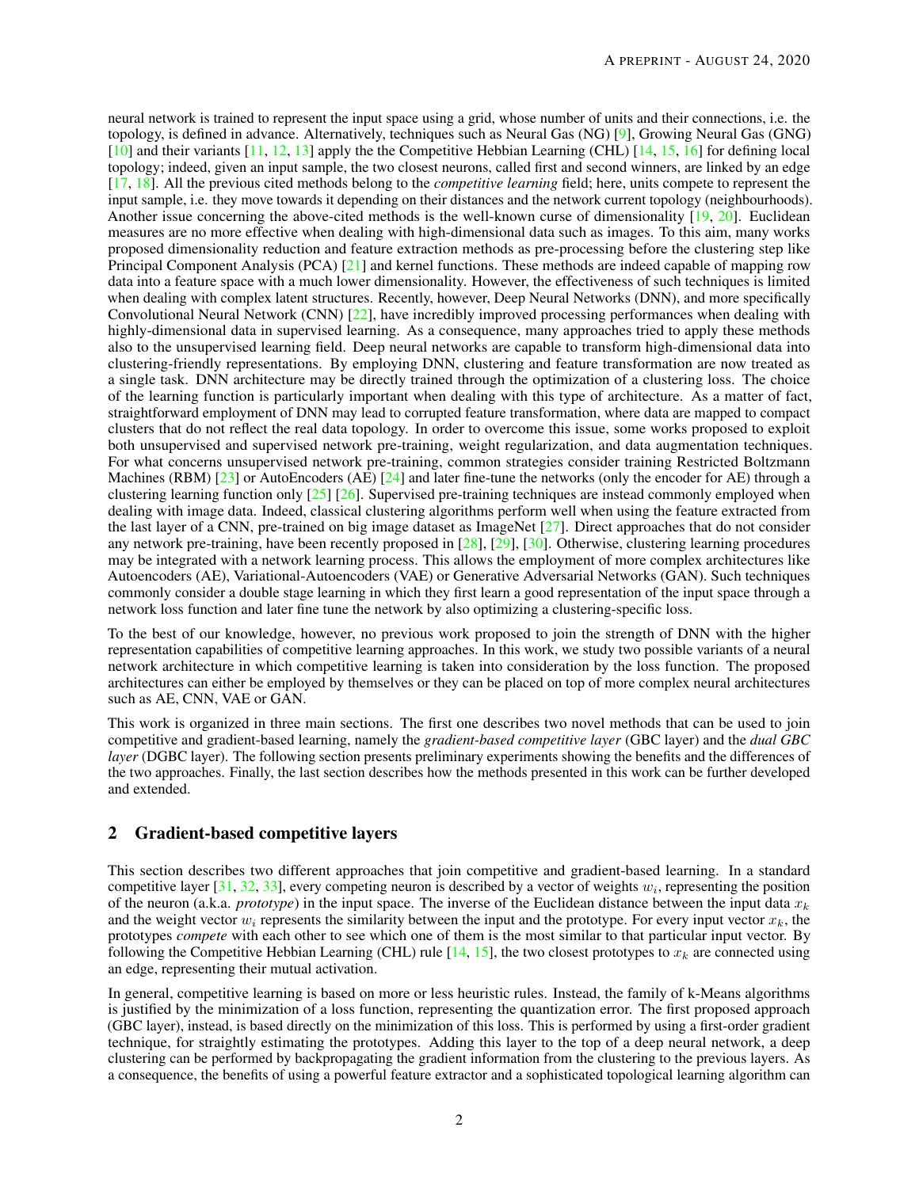neural network is trained to represent the input space using a grid, whose number of units and their connections, i.e. the topology, is defined in advance. Alternatively, techniques such as Neural Gas (NG) [9], Growing Neural Gas (GNG) [10] and their variants [11, 12, 13] apply the the Competitive Hebbian Learning (CHL) [14, 15, 16] for defining local topology; indeed, given an input sample, the two closest neurons, called first and second winners, are linked by an edge [17, 18]. All the previous cited methods belong to the *competitive learning* field; here, units compete to represent the input sample, i.e. they move towards it depending on their distances and the network current topology (neighbourhoods). Another issue concerning the above-cited methods is the well-known curse of dimensionality [19, 20]. Euclidean measures are no more effective when dealing with high-dimensional data such as images. To this aim, many works proposed dimensionality reduction and feature extraction methods as pre-processing before the clustering step like Principal Component Analysis (PCA) [21] and kernel functions. These methods are indeed capable of mapping row data into a feature space with a much lower dimensionality. However, the effectiveness of such techniques is limited when dealing with complex latent structures. Recently, however, Deep Neural Networks (DNN), and more specifically Convolutional Neural Network (CNN) [22], have incredibly improved processing performances when dealing with highly-dimensional data in supervised learning. As a consequence, many approaches tried to apply these methods also to the unsupervised learning field. Deep neural networks are capable to transform high-dimensional data into clustering-friendly representations. By employing DNN, clustering and feature transformation are now treated as a single task. DNN architecture may be directly trained through the optimization of a clustering loss. The choice of the learning function is particularly important when dealing with this type of architecture. As a matter of fact, straightforward employment of DNN may lead to corrupted feature transformation, where data are mapped to compact clusters that do not reflect the real data topology. In order to overcome this issue, some works proposed to exploit both unsupervised and supervised network pre-training, weight regularization, and data augmentation techniques. For what concerns unsupervised network pre-training, common strategies consider training Restricted Boltzmann Machines (RBM) [23] or AutoEncoders (AE) [24] and later fine-tune the networks (only the encoder for AE) through a clustering learning function only [25] [26]. Supervised pre-training techniques are instead commonly employed when dealing with image data. Indeed, classical clustering algorithms perform well when using the feature extracted from the last layer of a CNN, pre-trained on big image dataset as ImageNet [27]. Direct approaches that do not consider any network pre-training, have been recently proposed in [28], [29], [30]. Otherwise, clustering learning procedures may be integrated with a network learning process. This allows the employment of more complex architectures like Autoencoders (AE), Variational-Autoencoders (VAE) or Generative Adversarial Networks (GAN). Such techniques commonly consider a double stage learning in which they first learn a good representation of the input space through a network loss function and later fine tune the network by also optimizing a clustering-specific loss.

To the best of our knowledge, however, no previous work proposed to join the strength of DNN with the higher representation capabilities of competitive learning approaches. In this work, we study two possible variants of a neural network architecture in which competitive learning is taken into consideration by the loss function. The proposed architectures can either be employed by themselves or they can be placed on top of more complex neural architectures such as AE, CNN, VAE or GAN.

This work is organized in three main sections. The first one describes two novel methods that can be used to join competitive and gradient-based learning, namely the *gradient-based competitive layer* (GBC layer) and the *dual GBC layer* (DGBC layer). The following section presents preliminary experiments showing the benefits and the differences of the two approaches. Finally, the last section describes how the methods presented in this work can be further developed and extended.

## 2 Gradient-based competitive layers

This section describes two different approaches that join competitive and gradient-based learning. In a standard competitive layer [31, 32, 33], every competing neuron is described by a vector of weights $w_i$, representing the position of the neuron (a.k.a. *prototype*) in the input space. The inverse of the Euclidean distance between the input data $x_k$ and the weight vector $w_i$ represents the similarity between the input and the prototype. For every input vector $x_k$, the prototypes *compete* with each other to see which one of them is the most similar to that particular input vector. By following the Competitive Hebbian Learning (CHL) rule [14, 15], the two closest prototypes to $x_k$ are connected using an edge, representing their mutual activation.

In general, competitive learning is based on more or less heuristic rules. Instead, the family of k-Means algorithms is justified by the minimization of a loss function, representing the quantization error. The first proposed approach (GBC layer), instead, is based directly on the minimization of this loss. This is performed by using a first-order gradient technique, for straightly estimating the prototypes. Adding this layer to the top of a deep neural network, a deep clustering can be performed by backpropagating the gradient information from the clustering to the previous layers. As a consequence, the benefits of using a powerful feature extractor and a sophisticated topological learning algorithm can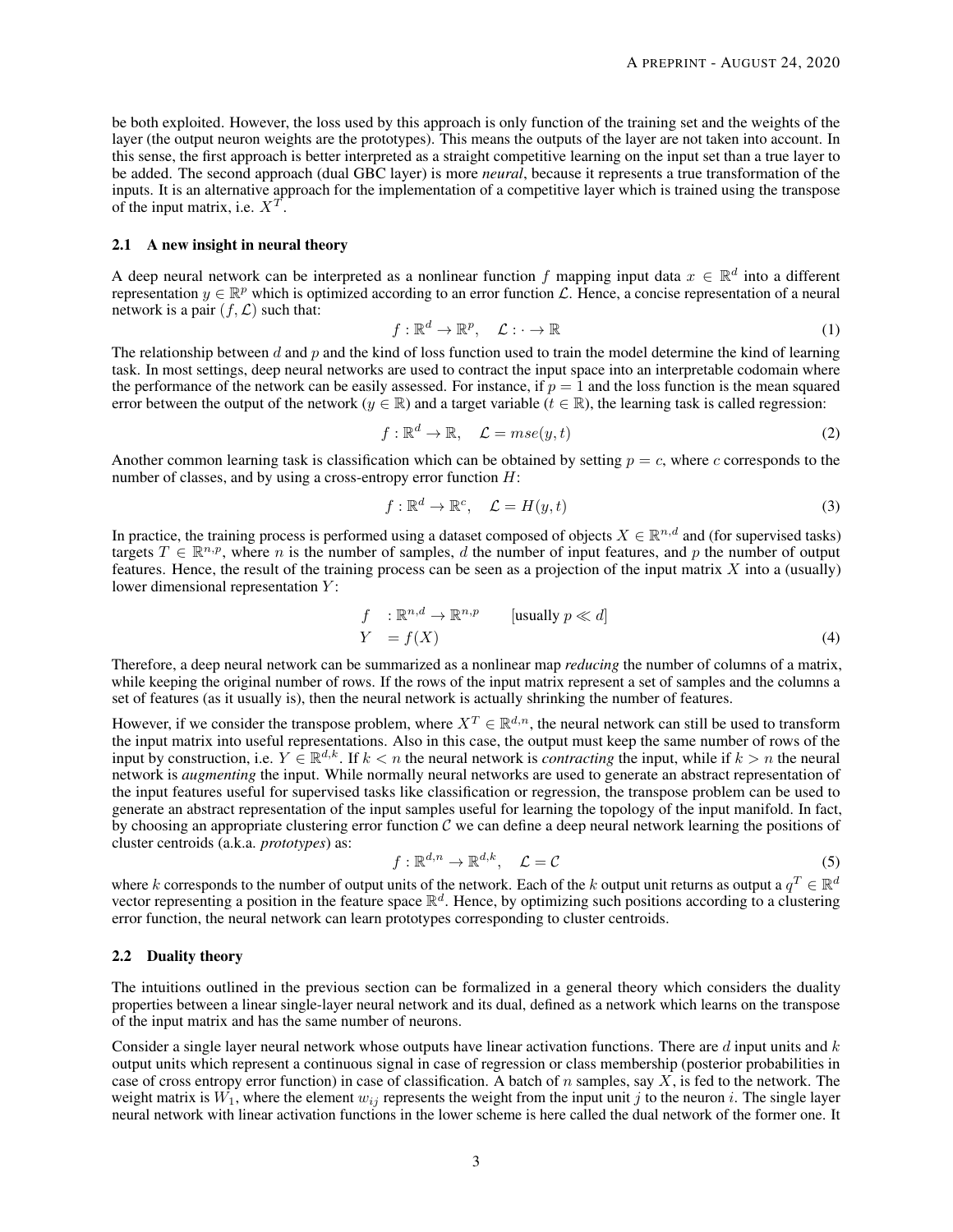be both exploited. However, the loss used by this approach is only function of the training set and the weights of the layer (the output neuron weights are the prototypes). This means the outputs of the layer are not taken into account. In this sense, the first approach is better interpreted as a straight competitive learning on the input set than a true layer to be added. The second approach (dual GBC layer) is more *neural*, because it represents a true transformation of the inputs. It is an alternative approach for the implementation of a competitive layer which is trained using the transpose of the input matrix, i.e. $X^T$.

### 2.1 A new insight in neural theory

A deep neural network can be interpreted as a nonlinear function $f$ mapping input data $x \in \mathbb{R}^d$ into a different representation $y \in \mathbb{R}^p$ which is optimized according to an error function $\mathcal{L}$. Hence, a concise representation of a neural network is a pair $(f, \mathcal{L})$ such that:

$$f : \mathbb{R}^d \to \mathbb{R}^p, \quad \mathcal{L} : \cdot \to \mathbb{R} \tag{1}$$

The relationship between $d$ and $p$ and the kind of loss function used to train the model determine the kind of learning task. In most settings, deep neural networks are used to contract the input space into an interpretable codomain where the performance of the network can be easily assessed. For instance, if $p = 1$ and the loss function is the mean squared error between the output of the network ($y \in \mathbb{R}$) and a target variable ($t \in \mathbb{R}$), the learning task is called regression:

$$f : \mathbb{R}^d \to \mathbb{R}, \quad \mathcal{L} = mse(y, t) \tag{2}$$

Another common learning task is classification which can be obtained by setting $p = c$, where $c$ corresponds to the number of classes, and by using a cross-entropy error function $H$:

$$f : \mathbb{R}^d \to \mathbb{R}^c, \quad \mathcal{L} = H(y, t) \tag{3}$$

In practice, the training process is performed using a dataset composed of objects $X \in \mathbb{R}^{n,d}$ and (for supervised tasks) targets $T \in \mathbb{R}^{n,p}$, where $n$ is the number of samples, $d$ the number of input features, and $p$ the number of output features. Hence, the result of the training process can be seen as a projection of the input matrix $X$ into a (usually) lower dimensional representation $Y$:

$$\begin{aligned} f \quad &: \mathbb{R}^{n,d} \to \mathbb{R}^{n,p} \qquad \text{[usually } p \ll d\text{]} \\ Y \quad &= f(X) \end{aligned} \tag{4}$$

Therefore, a deep neural network can be summarized as a nonlinear map *reducing* the number of columns of a matrix, while keeping the original number of rows. If the rows of the input matrix represent a set of samples and the columns a set of features (as it usually is), then the neural network is actually shrinking the number of features.

However, if we consider the transpose problem, where $X^T \in \mathbb{R}^{d,n}$, the neural network can still be used to transform the input matrix into useful representations. Also in this case, the output must keep the same number of rows of the input by construction, i.e. $Y \in \mathbb{R}^{d,k}$. If $k < n$ the neural network is *contracting* the input, while if $k > n$ the neural network is *augmenting* the input. While normally neural networks are used to generate an abstract representation of the input features useful for supervised tasks like classification or regression, the transpose problem can be used to generate an abstract representation of the input samples useful for learning the topology of the input manifold. In fact, by choosing an appropriate clustering error function $\mathcal{C}$ we can define a deep neural network learning the positions of cluster centroids (a.k.a. *prototypes*) as:

$$f : \mathbb{R}^{d,n} \to \mathbb{R}^{d,k}, \quad \mathcal{L} = \mathcal{C} \tag{5}$$

where $k$ corresponds to the number of output units of the network. Each of the $k$ output unit returns as output a $q^T \in \mathbb{R}^d$ vector representing a position in the feature space $\mathbb{R}^d$. Hence, by optimizing such positions according to a clustering error function, the neural network can learn prototypes corresponding to cluster centroids.

### 2.2 Duality theory

The intuitions outlined in the previous section can be formalized in a general theory which considers the duality properties between a linear single-layer neural network and its dual, defined as a network which learns on the transpose of the input matrix and has the same number of neurons.

Consider a single layer neural network whose outputs have linear activation functions. There are $d$ input units and $k$ output units which represent a continuous signal in case of regression or class membership (posterior probabilities in case of cross entropy error function) in case of classification. A batch of $n$ samples, say $X$, is fed to the network. The weight matrix is $W_1$, where the element $w_{ij}$ represents the weight from the input unit $j$ to the neuron $i$. The single layer neural network with linear activation functions in the lower scheme is here called the dual network of the former one. It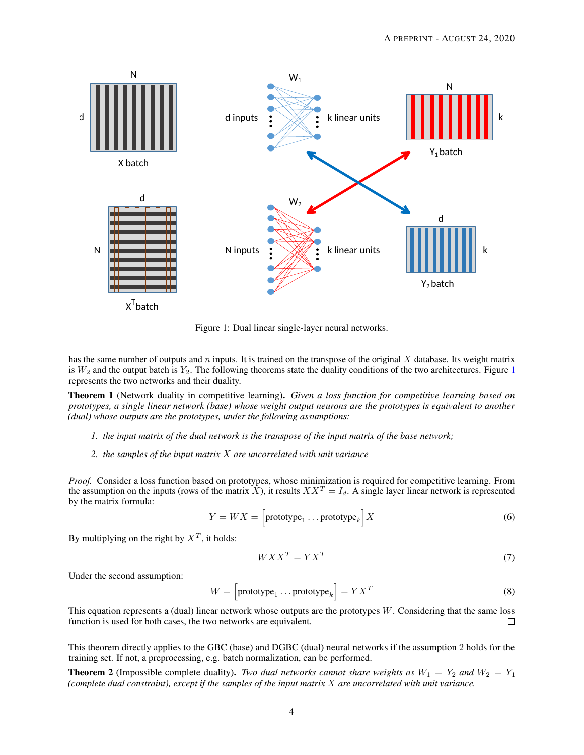Figure 1: Dual linear single-layer neural networks.

has the same number of outputs and $n$ inputs. It is trained on the transpose of the original $X$ database. Its weight matrix is $W_2$ and the output batch is $Y_2$. The following theorems state the duality conditions of the two architectures. Figure 1 represents the two networks and their duality.

**Theorem 1** (Network duality in competitive learning)**.** *Given a loss function for competitive learning based on prototypes, a single linear network (base) whose weight output neurons are the prototypes is equivalent to another (dual) whose outputs are the prototypes, under the following assumptions:*

1. *the input matrix of the dual network is the transpose of the input matrix of the base network;*
2. *the samples of the input matrix $X$ are uncorrelated with unit variance*

*Proof.* Consider a loss function based on prototypes, whose minimization is required for competitive learning. From the assumption on the inputs (rows of the matrix $X$), it results $XX^T = I_d$. A single layer linear network is represented by the matrix formula:

$$Y = WX = \left[\text{prototype}_1 \ldots \text{prototype}_k\right] X \tag{6}$$

By multiplying on the right by $X^T$, it holds:

$$WXX^T = YX^T \tag{7}$$

Under the second assumption:

$$W = \left[\text{prototype}_1 \ldots \text{prototype}_k\right] = YX^T \tag{8}$$

This equation represents a (dual) linear network whose outputs are the prototypes $W$. Considering that the same loss function is used for both cases, the two networks are equivalent. □

This theorem directly applies to the GBC (base) and DGBC (dual) neural networks if the assumption 2 holds for the training set. If not, a preprocessing, e.g. batch normalization, can be performed.

**Theorem 2** (Impossible complete duality)**.** *Two dual networks cannot share weights as $W_1 = Y_2$ and $W_2 = Y_1$ (complete dual constraint), except if the samples of the input matrix $X$ are uncorrelated with unit variance.*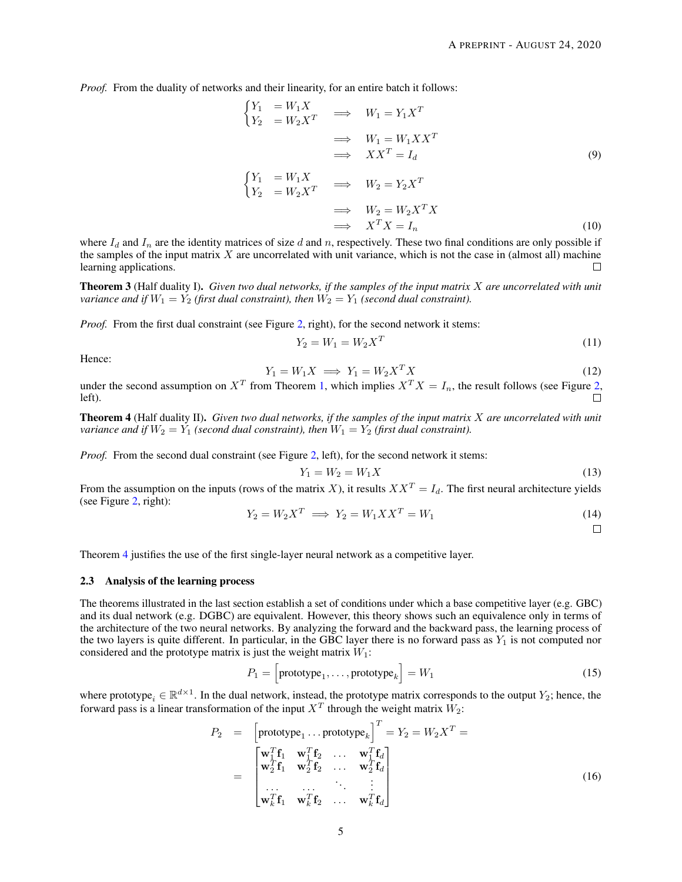*Proof.* From the duality of networks and their linearity, for an entire batch it follows:

$$
\begin{aligned}
\begin{cases} Y_1 &= W_1 X \\ Y_2 &= W_2 X^T \end{cases} \quad &\implies \quad W_1 = Y_1 X^T \\
&\implies \quad W_1 = W_1 X X^T \\
&\implies \quad X X^T = I_d
\end{aligned} \tag{9}
$$

$$
\begin{aligned}
\begin{cases} Y_1 &= W_1 X \\ Y_2 &= W_2 X^T \end{cases} \quad &\implies \quad W_2 = Y_2 X^T \\
&\implies \quad W_2 = W_2 X^T X \\
&\implies \quad X^T X = I_n
\end{aligned} \tag{10}
$$

where $I_d$ and $I_n$ are the identity matrices of size $d$ and $n$, respectively. These two final conditions are only possible if the samples of the input matrix $X$ are uncorrelated with unit variance, which is not the case in (almost all) machine learning applications. □

**Theorem 3** (Half duality I)**.** *Given two dual networks, if the samples of the input matrix $X$ are uncorrelated with unit variance and if $W_1 = Y_2$ (first dual constraint), then $W_2 = Y_1$ (second dual constraint).*

*Proof.* From the first dual constraint (see Figure 2, right), for the second network it stems:

$$
Y_2 = W_1 = W_2 X^T \tag{11}
$$

Hence:

$$
Y_1 = W_1 X \implies Y_1 = W_2 X^T X \tag{12}
$$

under the second assumption on $X^T$ from Theorem 1, which implies $X^T X = I_n$, the result follows (see Figure 2, left). □

**Theorem 4** (Half duality II)**.** *Given two dual networks, if the samples of the input matrix $X$ are uncorrelated with unit variance and if $W_2 = Y_1$ (second dual constraint), then $W_1 = Y_2$ (first dual constraint).*

*Proof.* From the second dual constraint (see Figure 2, left), for the second network it stems:

$$
Y_1 = W_2 = W_1 X \tag{13}
$$

From the assumption on the inputs (rows of the matrix $X$), it results $X X^T = I_d$. The first neural architecture yields (see Figure 2, right):

$$
Y_2 = W_2 X^T \implies Y_2 = W_1 X X^T = W_1 \tag{14}
$$

□

Theorem 4 justifies the use of the first single-layer neural network as a competitive layer.

### 2.3 Analysis of the learning process

The theorems illustrated in the last section establish a set of conditions under which a base competitive layer (e.g. GBC) and its dual network (e.g. DGBC) are equivalent. However, this theory shows such an equivalence only in terms of the architecture of the two neural networks. By analyzing the forward and the backward pass, the learning process of the two layers is quite different. In particular, in the GBC layer there is no forward pass as $Y_1$ is not computed nor considered and the prototype matrix is just the weight matrix $W_1$:

$$
P_1 = \left[\text{prototype}_1, \ldots, \text{prototype}_k\right] = W_1 \tag{15}
$$

where $\text{prototype}_i \in \mathbb{R}^{d \times 1}$. In the dual network, instead, the prototype matrix corresponds to the output $Y_2$; hence, the forward pass is a linear transformation of the input $X^T$ through the weight matrix $W_2$:

$$
\begin{aligned}
P_2 &= \left[\text{prototype}_1 \ldots \text{prototype}_k\right]^T = Y_2 = W_2 X^T = \\
&= \begin{bmatrix}
\mathbf{w}_1^T \mathbf{f}_1 & \mathbf{w}_1^T \mathbf{f}_2 & \ldots & \mathbf{w}_1^T \mathbf{f}_d \\
\mathbf{w}_2^T \mathbf{f}_1 & \mathbf{w}_2^T \mathbf{f}_2 & \ldots & \mathbf{w}_2^T \mathbf{f}_d \\
\ldots & \ldots & \ddots & \vdots \\
\mathbf{w}_k^T \mathbf{f}_1 & \mathbf{w}_k^T \mathbf{f}_2 & \ldots & \mathbf{w}_k^T \mathbf{f}_d
\end{bmatrix}
\end{aligned} \tag{16}
$$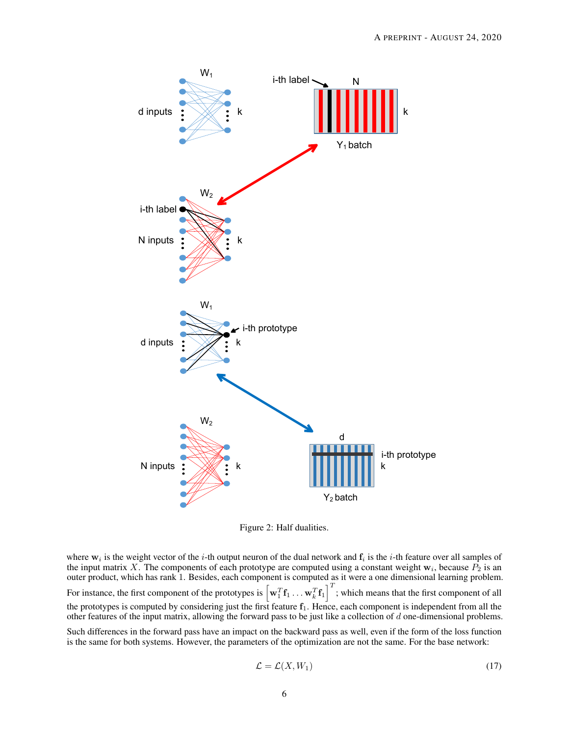Figure 2: Half dualities.

where $\mathbf{w}_i$ is the weight vector of the $i$-th output neuron of the dual network and $\mathbf{f}_i$ is the $i$-th feature over all samples of the input matrix $X$. The components of each prototype are computed using a constant weight $\mathbf{w}_i$, because $P_2$ is an outer product, which has rank 1. Besides, each component is computed as it were a one dimensional learning problem. For instance, the first component of the prototypes is $\left[\mathbf{w}_1^T\mathbf{f}_1 \ldots \mathbf{w}_k^T\mathbf{f}_1\right]^T$; which means that the first component of all the prototypes is computed by considering just the first feature $\mathbf{f}_1$. Hence, each component is independent from all the other features of the input matrix, allowing the forward pass to be just like a collection of $d$ one-dimensional problems.

Such differences in the forward pass have an impact on the backward pass as well, even if the form of the loss function is the same for both systems. However, the parameters of the optimization are not the same. For the base network:

$$\mathcal{L} = \mathcal{L}(X, W_1) \tag{17}$$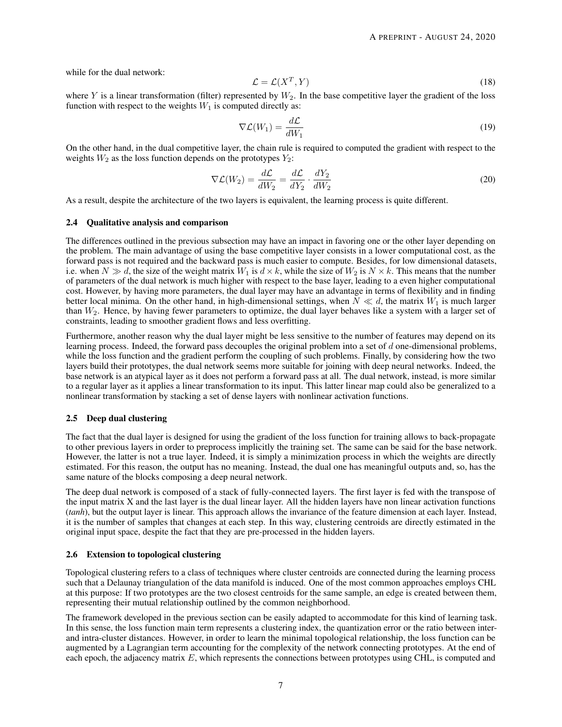while for the dual network:

$$\mathcal{L} = \mathcal{L}(X^T, Y) \tag{18}$$

where $Y$ is a linear transformation (filter) represented by $W_2$. In the base competitive layer the gradient of the loss function with respect to the weights $W_1$ is computed directly as:

$$\nabla\mathcal{L}(W_1) = \frac{d\mathcal{L}}{dW_1} \tag{19}$$

On the other hand, in the dual competitive layer, the chain rule is required to computed the gradient with respect to the weights $W_2$ as the loss function depends on the prototypes $Y_2$:

$$\nabla\mathcal{L}(W_2) = \frac{d\mathcal{L}}{dW_2} = \frac{d\mathcal{L}}{dY_2} \cdot \frac{dY_2}{dW_2} \tag{20}$$

As a result, despite the architecture of the two layers is equivalent, the learning process is quite different.

### 2.4 Qualitative analysis and comparison

The differences outlined in the previous subsection may have an impact in favoring one or the other layer depending on the problem. The main advantage of using the base competitive layer consists in a lower computational cost, as the forward pass is not required and the backward pass is much easier to compute. Besides, for low dimensional datasets, i.e. when $N \gg d$, the size of the weight matrix $W_1$ is $d \times k$, while the size of $W_2$ is $N \times k$. This means that the number of parameters of the dual network is much higher with respect to the base layer, leading to a even higher computational cost. However, by having more parameters, the dual layer may have an advantage in terms of flexibility and in finding better local minima. On the other hand, in high-dimensional settings, when $N \ll d$, the matrix $W_1$ is much larger than $W_2$. Hence, by having fewer parameters to optimize, the dual layer behaves like a system with a larger set of constraints, leading to smoother gradient flows and less overfitting.

Furthermore, another reason why the dual layer might be less sensitive to the number of features may depend on its learning process. Indeed, the forward pass decouples the original problem into a set of $d$ one-dimensional problems, while the loss function and the gradient perform the coupling of such problems. Finally, by considering how the two layers build their prototypes, the dual network seems more suitable for joining with deep neural networks. Indeed, the base network is an atypical layer as it does not perform a forward pass at all. The dual network, instead, is more similar to a regular layer as it applies a linear transformation to its input. This latter linear map could also be generalized to a nonlinear transformation by stacking a set of dense layers with nonlinear activation functions.

### 2.5 Deep dual clustering

The fact that the dual layer is designed for using the gradient of the loss function for training allows to back-propagate to other previous layers in order to preprocess implicitly the training set. The same can be said for the base network. However, the latter is not a true layer. Indeed, it is simply a minimization process in which the weights are directly estimated. For this reason, the output has no meaning. Instead, the dual one has meaningful outputs and, so, has the same nature of the blocks composing a deep neural network.

The deep dual network is composed of a stack of fully-connected layers. The first layer is fed with the transpose of the input matrix X and the last layer is the dual linear layer. All the hidden layers have non linear activation functions (*tanh*), but the output layer is linear. This approach allows the invariance of the feature dimension at each layer. Instead, it is the number of samples that changes at each step. In this way, clustering centroids are directly estimated in the original input space, despite the fact that they are pre-processed in the hidden layers.

### 2.6 Extension to topological clustering

Topological clustering refers to a class of techniques where cluster centroids are connected during the learning process such that a Delaunay triangulation of the data manifold is induced. One of the most common approaches employs CHL at this purpose: If two prototypes are the two closest centroids for the same sample, an edge is created between them, representing their mutual relationship outlined by the common neighborhood.

The framework developed in the previous section can be easily adapted to accommodate for this kind of learning task. In this sense, the loss function main term represents a clustering index, the quantization error or the ratio between inter- and intra-cluster distances. However, in order to learn the minimal topological relationship, the loss function can be augmented by a Lagrangian term accounting for the complexity of the network connecting prototypes. At the end of each epoch, the adjacency matrix $E$, which represents the connections between prototypes using CHL, is computed and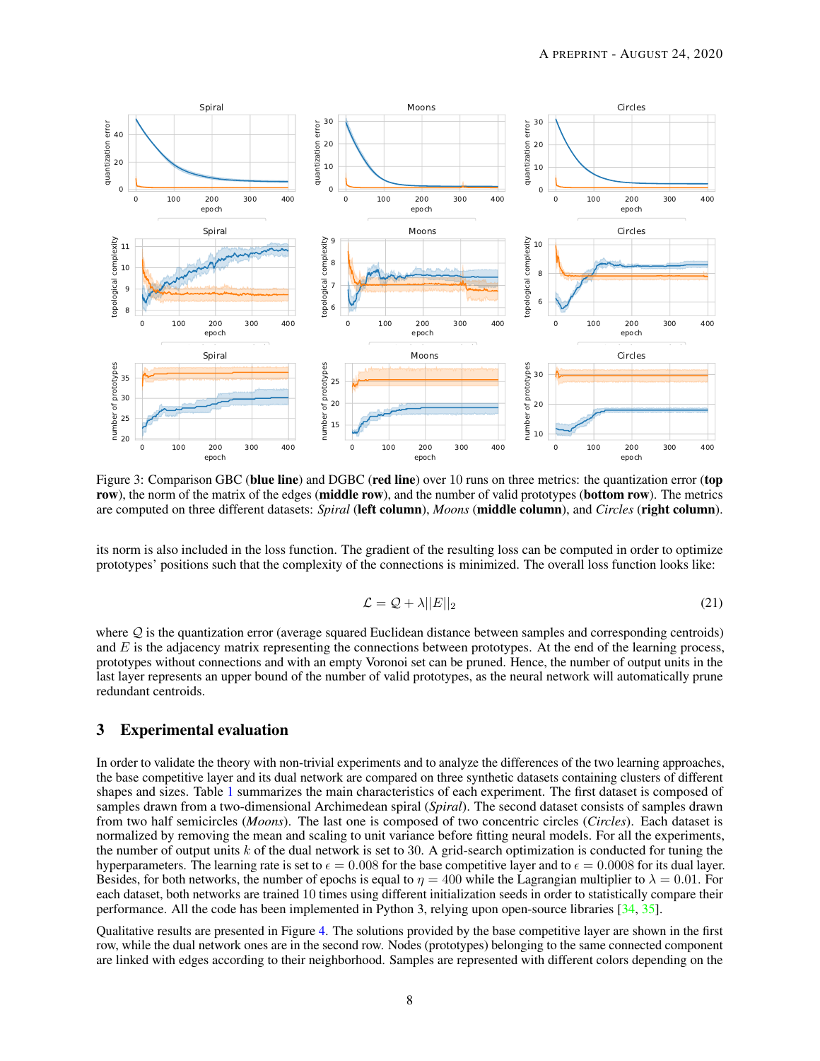Figure 3: Comparison GBC (**blue line**) and DGBC (**red line**) over 10 runs on three metrics: the quantization error (**top row**), the norm of the matrix of the edges (**middle row**), and the number of valid prototypes (**bottom row**). The metrics are computed on three different datasets: *Spiral* (**left column**), *Moons* (**middle column**), and *Circles* (**right column**).

its norm is also included in the loss function. The gradient of the resulting loss can be computed in order to optimize prototypes' positions such that the complexity of the connections is minimized. The overall loss function looks like:

$$\mathcal{L} = \mathcal{Q} + \lambda ||E||_2 \tag{21}$$

where $\mathcal{Q}$ is the quantization error (average squared Euclidean distance between samples and corresponding centroids) and $E$ is the adjacency matrix representing the connections between prototypes. At the end of the learning process, prototypes without connections and with an empty Voronoi set can be pruned. Hence, the number of output units in the last layer represents an upper bound of the number of valid prototypes, as the neural network will automatically prune redundant centroids.

## 3 Experimental evaluation

In order to validate the theory with non-trivial experiments and to analyze the differences of the two learning approaches, the base competitive layer and its dual network are compared on three synthetic datasets containing clusters of different shapes and sizes. Table 1 summarizes the main characteristics of each experiment. The first dataset is composed of samples drawn from a two-dimensional Archimedean spiral (*Spiral*). The second dataset consists of samples drawn from two half semicircles (*Moons*). The last one is composed of two concentric circles (*Circles*). Each dataset is normalized by removing the mean and scaling to unit variance before fitting neural models. For all the experiments, the number of output units $k$ of the dual network is set to 30. A grid-search optimization is conducted for tuning the hyperparameters. The learning rate is set to $\epsilon = 0.008$ for the base competitive layer and to $\epsilon = 0.0008$ for its dual layer. Besides, for both networks, the number of epochs is equal to $\eta = 400$ while the Lagrangian multiplier to $\lambda = 0.01$. For each dataset, both networks are trained 10 times using different initialization seeds in order to statistically compare their performance. All the code has been implemented in Python 3, relying upon open-source libraries [34, 35].

Qualitative results are presented in Figure 4. The solutions provided by the base competitive layer are shown in the first row, while the dual network ones are in the second row. Nodes (prototypes) belonging to the same connected component are linked with edges according to their neighborhood. Samples are represented with different colors depending on the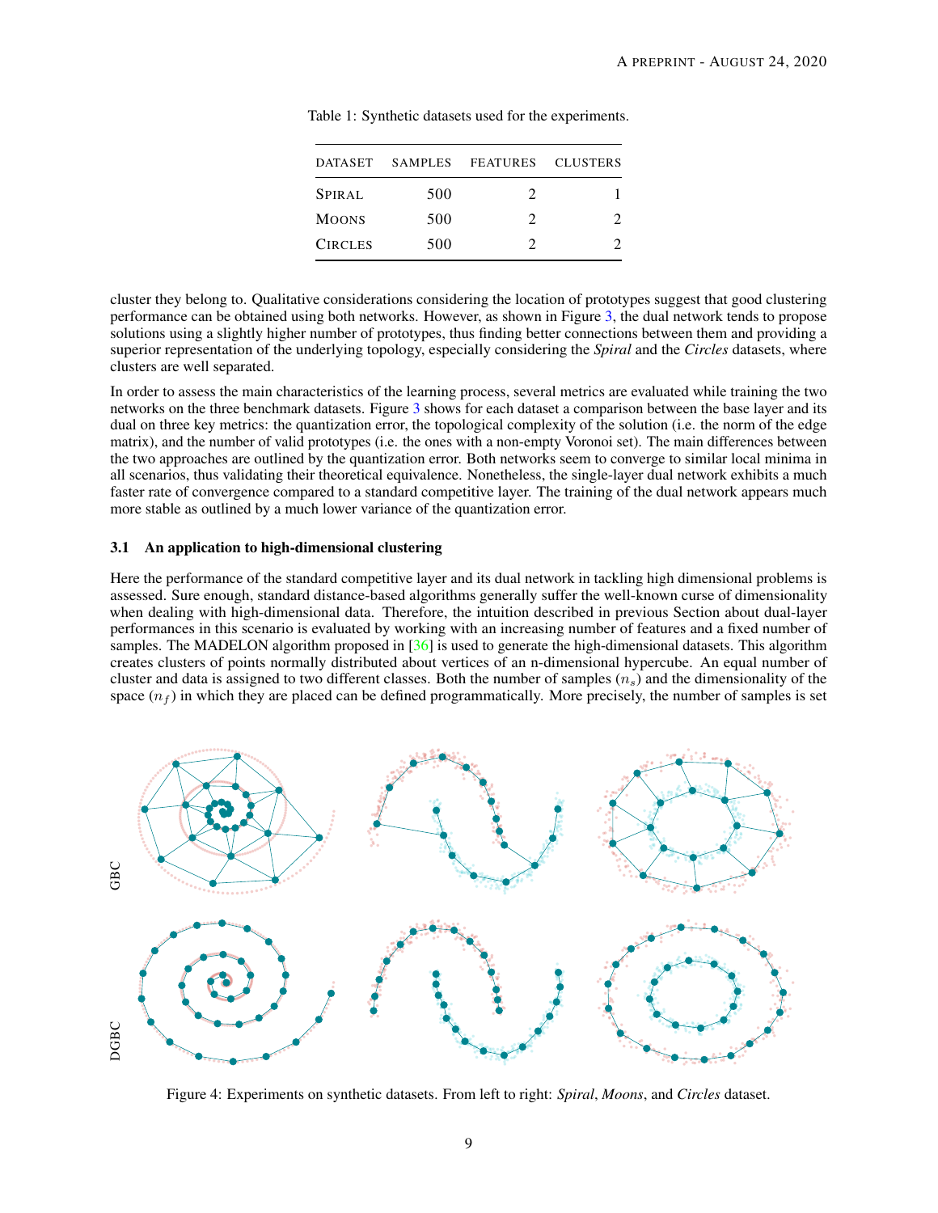Table 1: Synthetic datasets used for the experiments.

| DATASET | SAMPLES | FEATURES | CLUSTERS |
|---|---|---|---|
| SPIRAL | 500 | 2 | 1 |
| MOONS | 500 | 2 | 2 |
| CIRCLES | 500 | 2 | 2 |

cluster they belong to. Qualitative considerations considering the location of prototypes suggest that good clustering performance can be obtained using both networks. However, as shown in Figure 3, the dual network tends to propose solutions using a slightly higher number of prototypes, thus finding better connections between them and providing a superior representation of the underlying topology, especially considering the *Spiral* and the *Circles* datasets, where clusters are well separated.

In order to assess the main characteristics of the learning process, several metrics are evaluated while training the two networks on the three benchmark datasets. Figure 3 shows for each dataset a comparison between the base layer and its dual on three key metrics: the quantization error, the topological complexity of the solution (i.e. the norm of the edge matrix), and the number of valid prototypes (i.e. the ones with a non-empty Voronoi set). The main differences between the two approaches are outlined by the quantization error. Both networks seem to converge to similar local minima in all scenarios, thus validating their theoretical equivalence. Nonetheless, the single-layer dual network exhibits a much faster rate of convergence compared to a standard competitive layer. The training of the dual network appears much more stable as outlined by a much lower variance of the quantization error.

### 3.1 An application to high-dimensional clustering

Here the performance of the standard competitive layer and its dual network in tackling high dimensional problems is assessed. Sure enough, standard distance-based algorithms generally suffer the well-known curse of dimensionality when dealing with high-dimensional data. Therefore, the intuition described in previous Section about dual-layer performances in this scenario is evaluated by working with an increasing number of features and a fixed number of samples. The MADELON algorithm proposed in [36] is used to generate the high-dimensional datasets. This algorithm creates clusters of points normally distributed about vertices of an n-dimensional hypercube. An equal number of cluster and data is assigned to two different classes. Both the number of samples ($n_s$) and the dimensionality of the space ($n_f$) in which they are placed can be defined programmatically. More precisely, the number of samples is set

Figure 4: Experiments on synthetic datasets. From left to right: *Spiral*, *Moons*, and *Circles* dataset.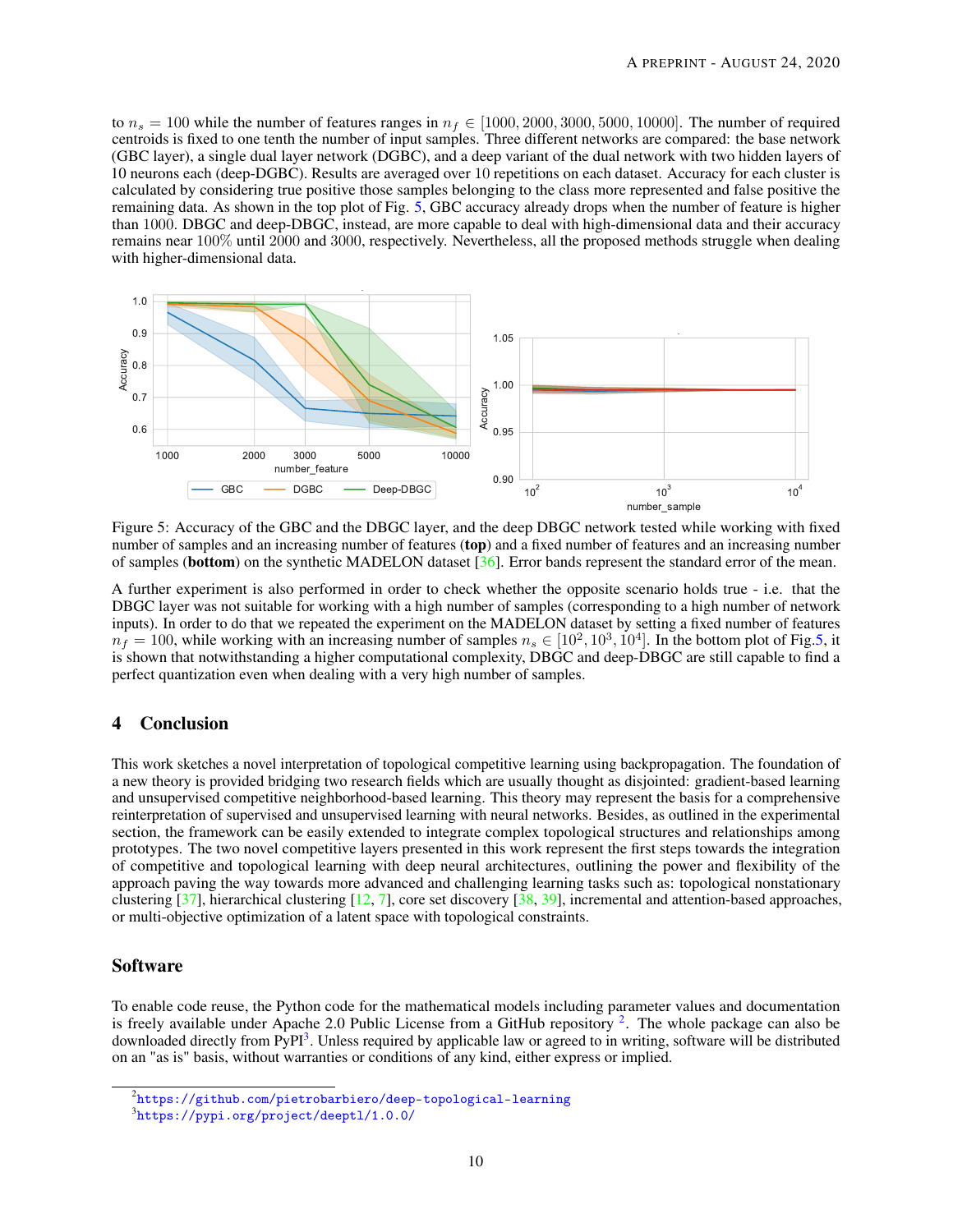to $n_s = 100$ while the number of features ranges in $n_f \in [1000, 2000, 3000, 5000, 10000]$. The number of required centroids is fixed to one tenth the number of input samples. Three different networks are compared: the base network (GBC layer), a single dual layer network (DGBC), and a deep variant of the dual network with two hidden layers of 10 neurons each (deep-DGBC). Results are averaged over 10 repetitions on each dataset. Accuracy for each cluster is calculated by considering true positive those samples belonging to the class more represented and false positive the remaining data. As shown in the top plot of Fig. 5, GBC accuracy already drops when the number of feature is higher than 1000. DBGC and deep-DBGC, instead, are more capable to deal with high-dimensional data and their accuracy remains near 100% until 2000 and 3000, respectively. Nevertheless, all the proposed methods struggle when dealing with higher-dimensional data.

Figure 5: Accuracy of the GBC and the DBGC layer, and the deep DBGC network tested while working with fixed number of samples and an increasing number of features (**top**) and a fixed number of features and an increasing number of samples (**bottom**) on the synthetic MADELON dataset [36]. Error bands represent the standard error of the mean.

A further experiment is also performed in order to check whether the opposite scenario holds true - i.e. that the DBGC layer was not suitable for working with a high number of samples (corresponding to a high number of network inputs). In order to do that we repeated the experiment on the MADELON dataset by setting a fixed number of features $n_f = 100$, while working with an increasing number of samples $n_s \in [10^2, 10^3, 10^4]$. In the bottom plot of Fig.5, it is shown that notwithstanding a higher computational complexity, DBGC and deep-DBGC are still capable to find a perfect quantization even when dealing with a very high number of samples.

## 4 Conclusion

This work sketches a novel interpretation of topological competitive learning using backpropagation. The foundation of a new theory is provided bridging two research fields which are usually thought as disjointed: gradient-based learning and unsupervised competitive neighborhood-based learning. This theory may represent the basis for a comprehensive reinterpretation of supervised and unsupervised learning with neural networks. Besides, as outlined in the experimental section, the framework can be easily extended to integrate complex topological structures and relationships among prototypes. The two novel competitive layers presented in this work represent the first steps towards the integration of competitive and topological learning with deep neural architectures, outlining the power and flexibility of the approach paving the way towards more advanced and challenging learning tasks such as: topological nonstationary clustering [37], hierarchical clustering [12, 7], core set discovery [38, 39], incremental and attention-based approaches, or multi-objective optimization of a latent space with topological constraints.

## Software

To enable code reuse, the Python code for the mathematical models including parameter values and documentation is freely available under Apache 2.0 Public License from a GitHub repository [2]. The whole package can also be downloaded directly from PyPI[3]. Unless required by applicable law or agreed to in writing, software will be distributed on an "as is" basis, without warranties or conditions of any kind, either express or implied.

[2] https://github.com/pietrobarbiero/deep-topological-learning

[3] https://pypi.org/project/deeptl/1.0.0/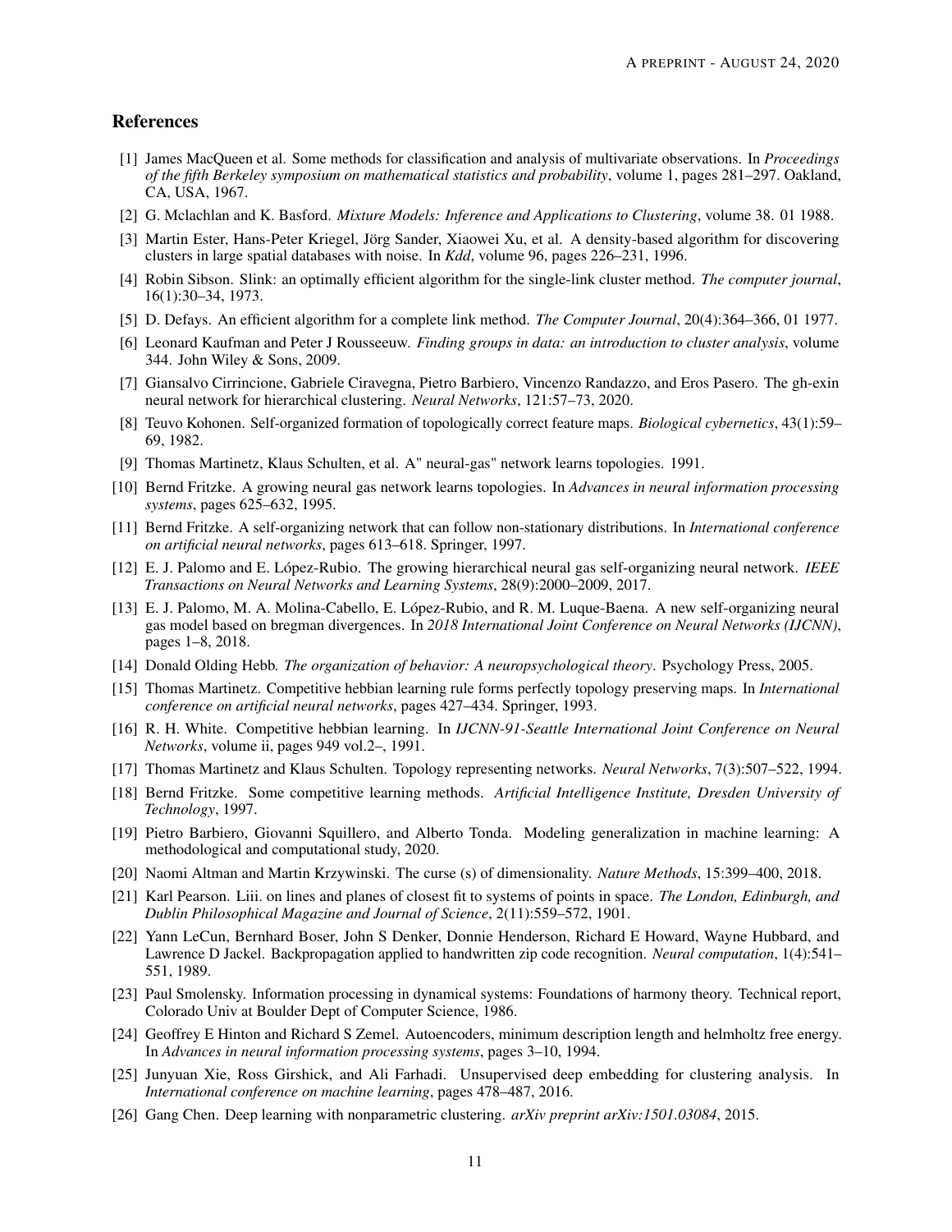## References

[1] James MacQueen et al. Some methods for classification and analysis of multivariate observations. In *Proceedings of the fifth Berkeley symposium on mathematical statistics and probability*, volume 1, pages 281–297. Oakland, CA, USA, 1967.

[2] G. Mclachlan and K. Basford. *Mixture Models: Inference and Applications to Clustering*, volume 38. 01 1988.

[3] Martin Ester, Hans-Peter Kriegel, Jörg Sander, Xiaowei Xu, et al. A density-based algorithm for discovering clusters in large spatial databases with noise. In *Kdd*, volume 96, pages 226–231, 1996.

[4] Robin Sibson. Slink: an optimally efficient algorithm for the single-link cluster method. *The computer journal*, 16(1):30–34, 1973.

[5] D. Defays. An efficient algorithm for a complete link method. *The Computer Journal*, 20(4):364–366, 01 1977.

[6] Leonard Kaufman and Peter J Rousseeuw. *Finding groups in data: an introduction to cluster analysis*, volume 344. John Wiley & Sons, 2009.

[7] Giansalvo Cirrincione, Gabriele Ciravegna, Pietro Barbiero, Vincenzo Randazzo, and Eros Pasero. The gh-exin neural network for hierarchical clustering. *Neural Networks*, 121:57–73, 2020.

[8] Teuvo Kohonen. Self-organized formation of topologically correct feature maps. *Biological cybernetics*, 43(1):59–69, 1982.

[9] Thomas Martinetz, Klaus Schulten, et al. A" neural-gas" network learns topologies. 1991.

[10] Bernd Fritzke. A growing neural gas network learns topologies. In *Advances in neural information processing systems*, pages 625–632, 1995.

[11] Bernd Fritzke. A self-organizing network that can follow non-stationary distributions. In *International conference on artificial neural networks*, pages 613–618. Springer, 1997.

[12] E. J. Palomo and E. López-Rubio. The growing hierarchical neural gas self-organizing neural network. *IEEE Transactions on Neural Networks and Learning Systems*, 28(9):2000–2009, 2017.

[13] E. J. Palomo, M. A. Molina-Cabello, E. López-Rubio, and R. M. Luque-Baena. A new self-organizing neural gas model based on bregman divergences. In *2018 International Joint Conference on Neural Networks (IJCNN)*, pages 1–8, 2018.

[14] Donald Olding Hebb. *The organization of behavior: A neuropsychological theory*. Psychology Press, 2005.

[15] Thomas Martinetz. Competitive hebbian learning rule forms perfectly topology preserving maps. In *International conference on artificial neural networks*, pages 427–434. Springer, 1993.

[16] R. H. White. Competitive hebbian learning. In *IJCNN-91-Seattle International Joint Conference on Neural Networks*, volume ii, pages 949 vol.2–, 1991.

[17] Thomas Martinetz and Klaus Schulten. Topology representing networks. *Neural Networks*, 7(3):507–522, 1994.

[18] Bernd Fritzke. Some competitive learning methods. *Artificial Intelligence Institute, Dresden University of Technology*, 1997.

[19] Pietro Barbiero, Giovanni Squillero, and Alberto Tonda. Modeling generalization in machine learning: A methodological and computational study, 2020.

[20] Naomi Altman and Martin Krzywinski. The curse (s) of dimensionality. *Nature Methods*, 15:399–400, 2018.

[21] Karl Pearson. Liii. on lines and planes of closest fit to systems of points in space. *The London, Edinburgh, and Dublin Philosophical Magazine and Journal of Science*, 2(11):559–572, 1901.

[22] Yann LeCun, Bernhard Boser, John S Denker, Donnie Henderson, Richard E Howard, Wayne Hubbard, and Lawrence D Jackel. Backpropagation applied to handwritten zip code recognition. *Neural computation*, 1(4):541–551, 1989.

[23] Paul Smolensky. Information processing in dynamical systems: Foundations of harmony theory. Technical report, Colorado Univ at Boulder Dept of Computer Science, 1986.

[24] Geoffrey E Hinton and Richard S Zemel. Autoencoders, minimum description length and helmholtz free energy. In *Advances in neural information processing systems*, pages 3–10, 1994.

[25] Junyuan Xie, Ross Girshick, and Ali Farhadi. Unsupervised deep embedding for clustering analysis. In *International conference on machine learning*, pages 478–487, 2016.

[26] Gang Chen. Deep learning with nonparametric clustering. *arXiv preprint arXiv:1501.03084*, 2015.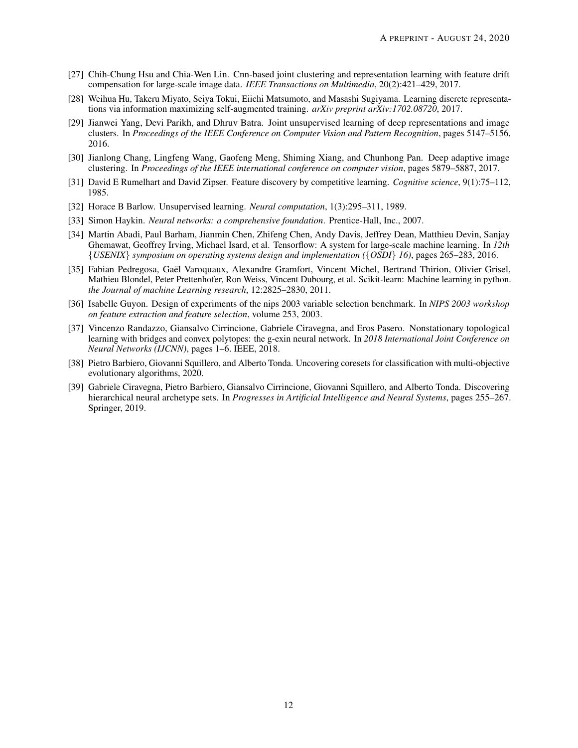[27] Chih-Chung Hsu and Chia-Wen Lin. Cnn-based joint clustering and representation learning with feature drift compensation for large-scale image data. *IEEE Transactions on Multimedia*, 20(2):421–429, 2017.

[28] Weihua Hu, Takeru Miyato, Seiya Tokui, Eiichi Matsumoto, and Masashi Sugiyama. Learning discrete representations via information maximizing self-augmented training. *arXiv preprint arXiv:1702.08720*, 2017.

[29] Jianwei Yang, Devi Parikh, and Dhruv Batra. Joint unsupervised learning of deep representations and image clusters. In *Proceedings of the IEEE Conference on Computer Vision and Pattern Recognition*, pages 5147–5156, 2016.

[30] Jianlong Chang, Lingfeng Wang, Gaofeng Meng, Shiming Xiang, and Chunhong Pan. Deep adaptive image clustering. In *Proceedings of the IEEE international conference on computer vision*, pages 5879–5887, 2017.

[31] David E Rumelhart and David Zipser. Feature discovery by competitive learning. *Cognitive science*, 9(1):75–112, 1985.

[32] Horace B Barlow. Unsupervised learning. *Neural computation*, 1(3):295–311, 1989.

[33] Simon Haykin. *Neural networks: a comprehensive foundation*. Prentice-Hall, Inc., 2007.

[34] Martin Abadi, Paul Barham, Jianmin Chen, Zhifeng Chen, Andy Davis, Jeffrey Dean, Matthieu Devin, Sanjay Ghemawat, Geoffrey Irving, Michael Isard, et al. Tensorflow: A system for large-scale machine learning. In *12th {USENIX} symposium on operating systems design and implementation ({OSDI} 16)*, pages 265–283, 2016.

[35] Fabian Pedregosa, Gaël Varoquaux, Alexandre Gramfort, Vincent Michel, Bertrand Thirion, Olivier Grisel, Mathieu Blondel, Peter Prettenhofer, Ron Weiss, Vincent Dubourg, et al. Scikit-learn: Machine learning in python. *the Journal of machine Learning research*, 12:2825–2830, 2011.

[36] Isabelle Guyon. Design of experiments of the nips 2003 variable selection benchmark. In *NIPS 2003 workshop on feature extraction and feature selection*, volume 253, 2003.

[37] Vincenzo Randazzo, Giansalvo Cirrincione, Gabriele Ciravegna, and Eros Pasero. Nonstationary topological learning with bridges and convex polytopes: the g-exin neural network. In *2018 International Joint Conference on Neural Networks (IJCNN)*, pages 1–6. IEEE, 2018.

[38] Pietro Barbiero, Giovanni Squillero, and Alberto Tonda. Uncovering coresets for classification with multi-objective evolutionary algorithms, 2020.

[39] Gabriele Ciravegna, Pietro Barbiero, Giansalvo Cirrincione, Giovanni Squillero, and Alberto Tonda. Discovering hierarchical neural archetype sets. In *Progresses in Artificial Intelligence and Neural Systems*, pages 255–267. Springer, 2019.